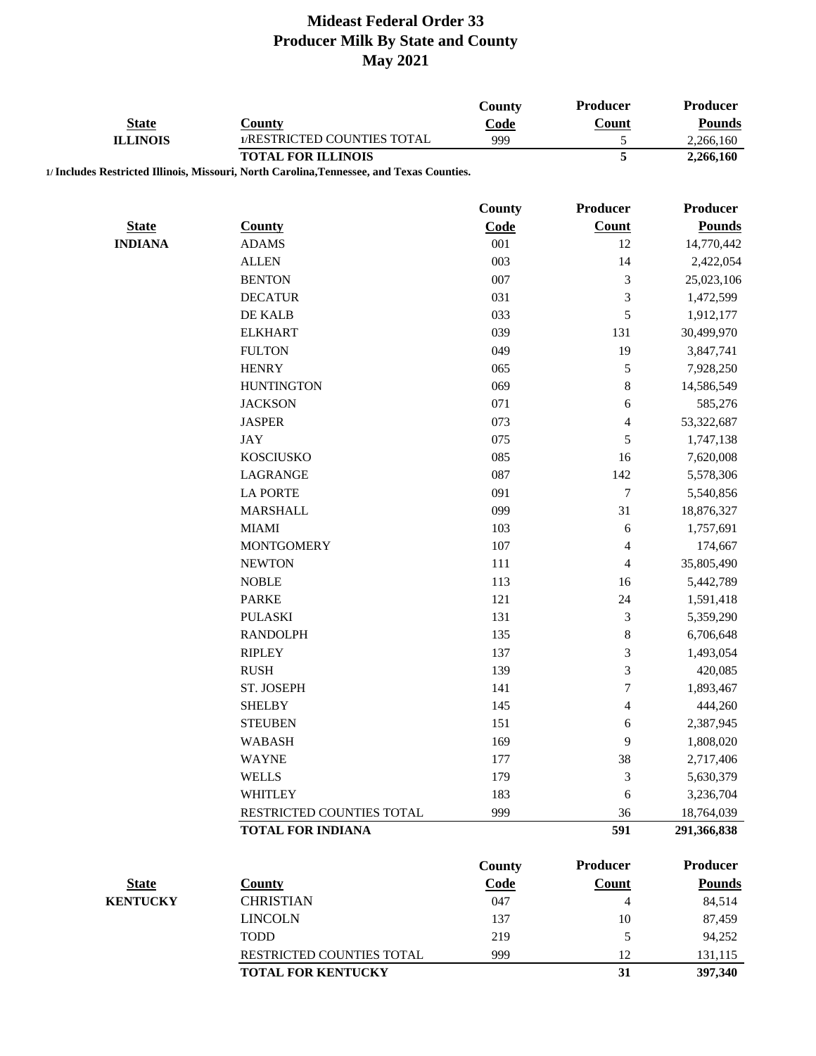# Mideast Federal Order 33
## Producer Milk By State and County
## May 2021

| State | County | County Code | Producer Count | Producer Pounds |
|---|---|---|---|---|
| **ILLINOIS** | 1/RESTRICTED COUNTIES TOTAL | 999 | 5 | 2,266,160 |
| | **TOTAL FOR ILLINOIS** | | **5** | **2,266,160** |

**1/ Includes Restricted Illinois, Missouri, North Carolina,Tennessee, and Texas Counties.**

| State | County | County Code | Producer Count | Producer Pounds |
|---|---|---|---|---|
| **INDIANA** | ADAMS | 001 | 12 | 14,770,442 |
| | ALLEN | 003 | 14 | 2,422,054 |
| | BENTON | 007 | 3 | 25,023,106 |
| | DECATUR | 031 | 3 | 1,472,599 |
| | DE KALB | 033 | 5 | 1,912,177 |
| | ELKHART | 039 | 131 | 30,499,970 |
| | FULTON | 049 | 19 | 3,847,741 |
| | HENRY | 065 | 5 | 7,928,250 |
| | HUNTINGTON | 069 | 8 | 14,586,549 |
| | JACKSON | 071 | 6 | 585,276 |
| | JASPER | 073 | 4 | 53,322,687 |
| | JAY | 075 | 5 | 1,747,138 |
| | KOSCIUSKO | 085 | 16 | 7,620,008 |
| | LAGRANGE | 087 | 142 | 5,578,306 |
| | LA PORTE | 091 | 7 | 5,540,856 |
| | MARSHALL | 099 | 31 | 18,876,327 |
| | MIAMI | 103 | 6 | 1,757,691 |
| | MONTGOMERY | 107 | 4 | 174,667 |
| | NEWTON | 111 | 4 | 35,805,490 |
| | NOBLE | 113 | 16 | 5,442,789 |
| | PARKE | 121 | 24 | 1,591,418 |
| | PULASKI | 131 | 3 | 5,359,290 |
| | RANDOLPH | 135 | 8 | 6,706,648 |
| | RIPLEY | 137 | 3 | 1,493,054 |
| | RUSH | 139 | 3 | 420,085 |
| | ST. JOSEPH | 141 | 7 | 1,893,467 |
| | SHELBY | 145 | 4 | 444,260 |
| | STEUBEN | 151 | 6 | 2,387,945 |
| | WABASH | 169 | 9 | 1,808,020 |
| | WAYNE | 177 | 38 | 2,717,406 |
| | WELLS | 179 | 3 | 5,630,379 |
| | WHITLEY | 183 | 6 | 3,236,704 |
| | RESTRICTED COUNTIES TOTAL | 999 | 36 | 18,764,039 |
| | **TOTAL FOR INDIANA** | | **591** | **291,366,838** |

| State | County | County Code | Producer Count | Producer Pounds |
|---|---|---|---|---|
| **KENTUCKY** | CHRISTIAN | 047 | 4 | 84,514 |
| | LINCOLN | 137 | 10 | 87,459 |
| | TODD | 219 | 5 | 94,252 |
| | RESTRICTED COUNTIES TOTAL | 999 | 12 | 131,115 |
| | **TOTAL FOR KENTUCKY** | | **31** | **397,340** |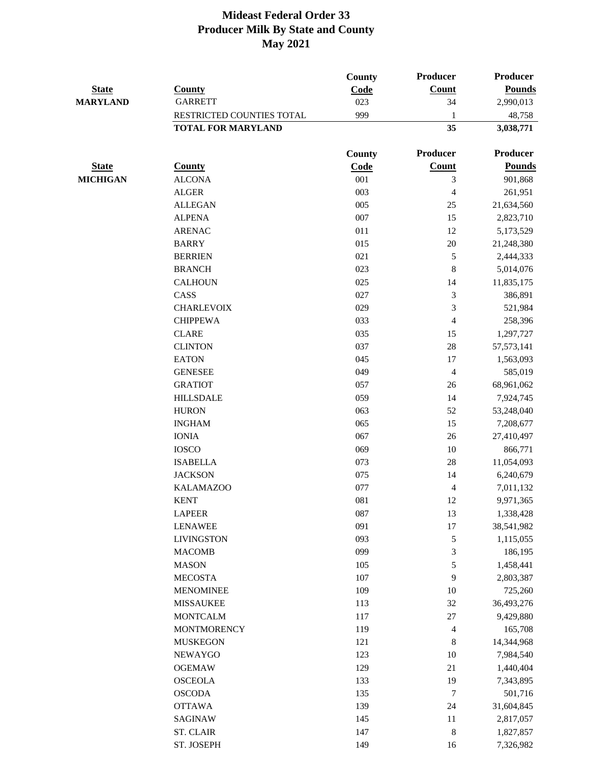# Mideast Federal Order 33
## Producer Milk By State and County
### May 2021

| State | County | County Code | Producer Count | Producer Pounds |
|---|---|---|---|---|
| MARYLAND | GARRETT | 023 | 34 | 2,990,013 |
| | RESTRICTED COUNTIES TOTAL | 999 | 1 | 48,758 |
| | **TOTAL FOR MARYLAND** | | **35** | **3,038,771** |

| State | County | County Code | Producer Count | Producer Pounds |
|---|---|---|---|---|
| MICHIGAN | ALCONA | 001 | 3 | 901,868 |
| | ALGER | 003 | 4 | 261,951 |
| | ALLEGAN | 005 | 25 | 21,634,560 |
| | ALPENA | 007 | 15 | 2,823,710 |
| | ARENAC | 011 | 12 | 5,173,529 |
| | BARRY | 015 | 20 | 21,248,380 |
| | BERRIEN | 021 | 5 | 2,444,333 |
| | BRANCH | 023 | 8 | 5,014,076 |
| | CALHOUN | 025 | 14 | 11,835,175 |
| | CASS | 027 | 3 | 386,891 |
| | CHARLEVOIX | 029 | 3 | 521,984 |
| | CHIPPEWA | 033 | 4 | 258,396 |
| | CLARE | 035 | 15 | 1,297,727 |
| | CLINTON | 037 | 28 | 57,573,141 |
| | EATON | 045 | 17 | 1,563,093 |
| | GENESEE | 049 | 4 | 585,019 |
| | GRATIOT | 057 | 26 | 68,961,062 |
| | HILLSDALE | 059 | 14 | 7,924,745 |
| | HURON | 063 | 52 | 53,248,040 |
| | INGHAM | 065 | 15 | 7,208,677 |
| | IONIA | 067 | 26 | 27,410,497 |
| | IOSCO | 069 | 10 | 866,771 |
| | ISABELLA | 073 | 28 | 11,054,093 |
| | JACKSON | 075 | 14 | 6,240,679 |
| | KALAMAZOO | 077 | 4 | 7,011,132 |
| | KENT | 081 | 12 | 9,971,365 |
| | LAPEER | 087 | 13 | 1,338,428 |
| | LENAWEE | 091 | 17 | 38,541,982 |
| | LIVINGSTON | 093 | 5 | 1,115,055 |
| | MACOMB | 099 | 3 | 186,195 |
| | MASON | 105 | 5 | 1,458,441 |
| | MECOSTA | 107 | 9 | 2,803,387 |
| | MENOMINEE | 109 | 10 | 725,260 |
| | MISSAUKEE | 113 | 32 | 36,493,276 |
| | MONTCALM | 117 | 27 | 9,429,880 |
| | MONTMORENCY | 119 | 4 | 165,708 |
| | MUSKEGON | 121 | 8 | 14,344,968 |
| | NEWAYGO | 123 | 10 | 7,984,540 |
| | OGEMAW | 129 | 21 | 1,440,404 |
| | OSCEOLA | 133 | 19 | 7,343,895 |
| | OSCODA | 135 | 7 | 501,716 |
| | OTTAWA | 139 | 24 | 31,604,845 |
| | SAGINAW | 145 | 11 | 2,817,057 |
| | ST. CLAIR | 147 | 8 | 1,827,857 |
| | ST. JOSEPH | 149 | 16 | 7,326,982 |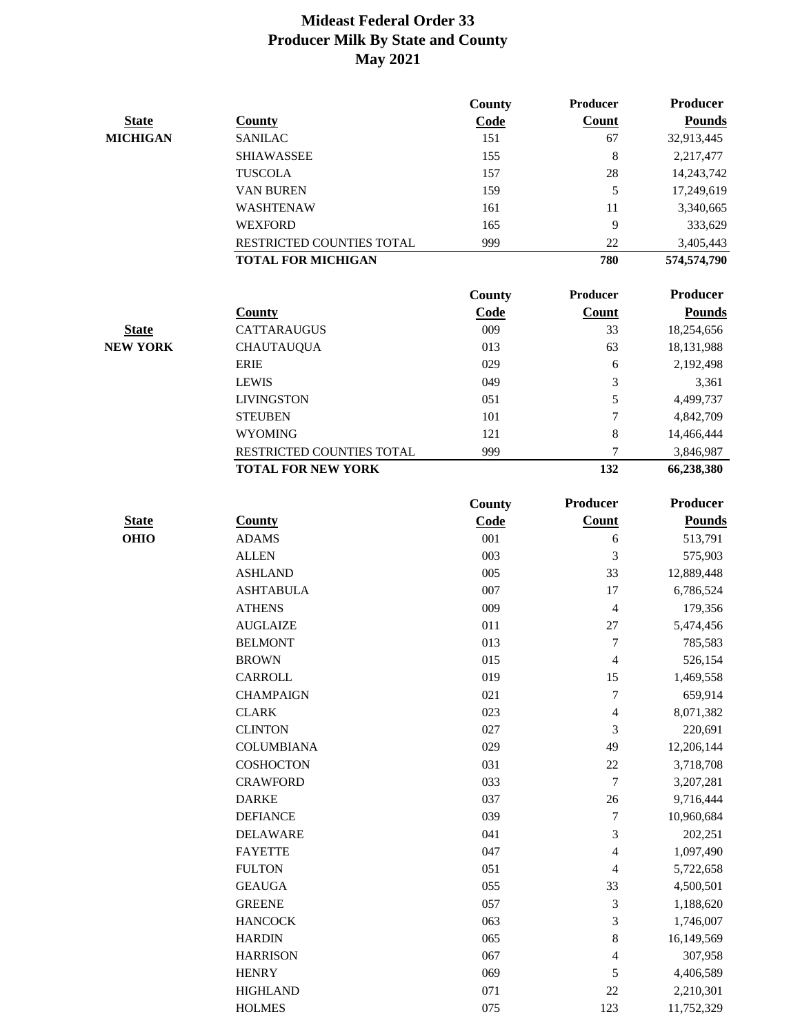# Mideast Federal Order 33
## Producer Milk By State and County
### May 2021

| State | County | County Code | Producer Count | Producer Pounds |
|---|---|---|---|---|
| MICHIGAN | SANILAC | 151 | 67 | 32,913,445 |
| | SHIAWASSEE | 155 | 8 | 2,217,477 |
| | TUSCOLA | 157 | 28 | 14,243,742 |
| | VAN BUREN | 159 | 5 | 17,249,619 |
| | WASHTENAW | 161 | 11 | 3,340,665 |
| | WEXFORD | 165 | 9 | 333,629 |
| | RESTRICTED COUNTIES TOTAL | 999 | 22 | 3,405,443 |
| | **TOTAL FOR MICHIGAN** | | **780** | **574,574,790** |

| State | County | County Code | Producer Count | Producer Pounds |
|---|---|---|---|---|
| NEW YORK | CATTARAUGUS | 009 | 33 | 18,254,656 |
| | CHAUTAUQUA | 013 | 63 | 18,131,988 |
| | ERIE | 029 | 6 | 2,192,498 |
| | LEWIS | 049 | 3 | 3,361 |
| | LIVINGSTON | 051 | 5 | 4,499,737 |
| | STEUBEN | 101 | 7 | 4,842,709 |
| | WYOMING | 121 | 8 | 14,466,444 |
| | RESTRICTED COUNTIES TOTAL | 999 | 7 | 3,846,987 |
| | **TOTAL FOR NEW YORK** | | **132** | **66,238,380** |

| State | County | County Code | Producer Count | Producer Pounds |
|---|---|---|---|---|
| OHIO | ADAMS | 001 | 6 | 513,791 |
| | ALLEN | 003 | 3 | 575,903 |
| | ASHLAND | 005 | 33 | 12,889,448 |
| | ASHTABULA | 007 | 17 | 6,786,524 |
| | ATHENS | 009 | 4 | 179,356 |
| | AUGLAIZE | 011 | 27 | 5,474,456 |
| | BELMONT | 013 | 7 | 785,583 |
| | BROWN | 015 | 4 | 526,154 |
| | CARROLL | 019 | 15 | 1,469,558 |
| | CHAMPAIGN | 021 | 7 | 659,914 |
| | CLARK | 023 | 4 | 8,071,382 |
| | CLINTON | 027 | 3 | 220,691 |
| | COLUMBIANA | 029 | 49 | 12,206,144 |
| | COSHOCTON | 031 | 22 | 3,718,708 |
| | CRAWFORD | 033 | 7 | 3,207,281 |
| | DARKE | 037 | 26 | 9,716,444 |
| | DEFIANCE | 039 | 7 | 10,960,684 |
| | DELAWARE | 041 | 3 | 202,251 |
| | FAYETTE | 047 | 4 | 1,097,490 |
| | FULTON | 051 | 4 | 5,722,658 |
| | GEAUGA | 055 | 33 | 4,500,501 |
| | GREENE | 057 | 3 | 1,188,620 |
| | HANCOCK | 063 | 3 | 1,746,007 |
| | HARDIN | 065 | 8 | 16,149,569 |
| | HARRISON | 067 | 4 | 307,958 |
| | HENRY | 069 | 5 | 4,406,589 |
| | HIGHLAND | 071 | 22 | 2,210,301 |
| | HOLMES | 075 | 123 | 11,752,329 |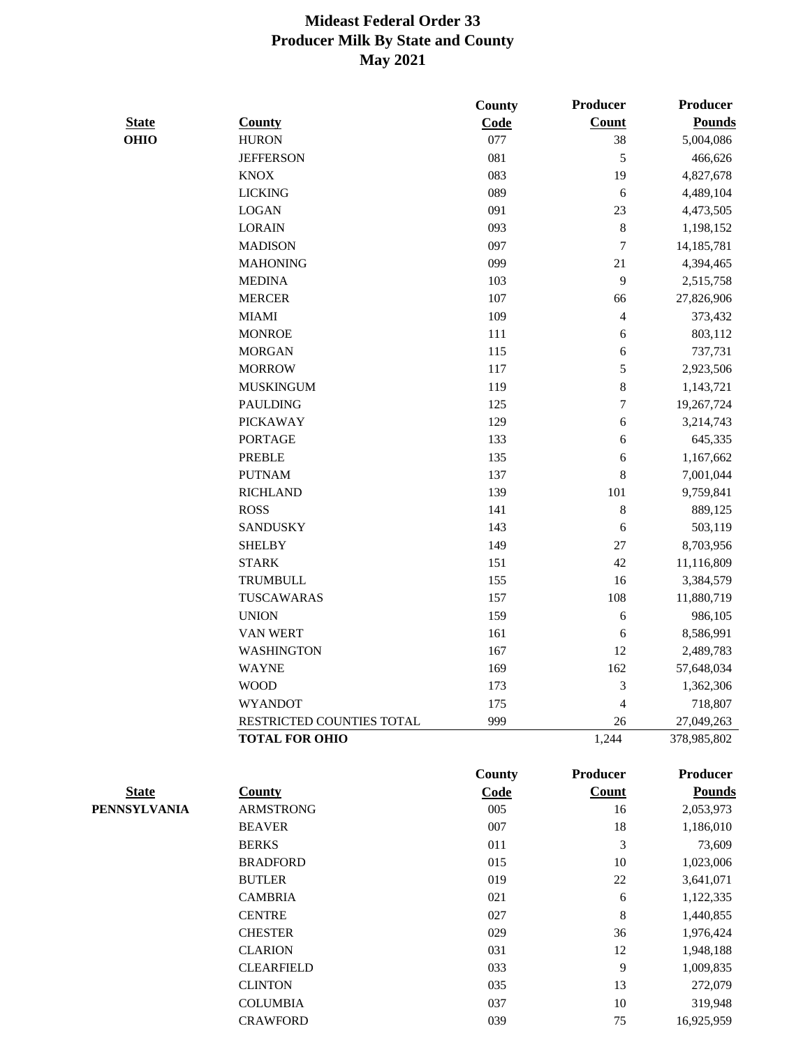# Mideast Federal Order 33
## Producer Milk By State and County
### May 2021

| State | County | County Code | Producer Count | Producer Pounds |
|---|---|---|---|---|
| **OHIO** | HURON | 077 | 38 | 5,004,086 |
| | JEFFERSON | 081 | 5 | 466,626 |
| | KNOX | 083 | 19 | 4,827,678 |
| | LICKING | 089 | 6 | 4,489,104 |
| | LOGAN | 091 | 23 | 4,473,505 |
| | LORAIN | 093 | 8 | 1,198,152 |
| | MADISON | 097 | 7 | 14,185,781 |
| | MAHONING | 099 | 21 | 4,394,465 |
| | MEDINA | 103 | 9 | 2,515,758 |
| | MERCER | 107 | 66 | 27,826,906 |
| | MIAMI | 109 | 4 | 373,432 |
| | MONROE | 111 | 6 | 803,112 |
| | MORGAN | 115 | 6 | 737,731 |
| | MORROW | 117 | 5 | 2,923,506 |
| | MUSKINGUM | 119 | 8 | 1,143,721 |
| | PAULDING | 125 | 7 | 19,267,724 |
| | PICKAWAY | 129 | 6 | 3,214,743 |
| | PORTAGE | 133 | 6 | 645,335 |
| | PREBLE | 135 | 6 | 1,167,662 |
| | PUTNAM | 137 | 8 | 7,001,044 |
| | RICHLAND | 139 | 101 | 9,759,841 |
| | ROSS | 141 | 8 | 889,125 |
| | SANDUSKY | 143 | 6 | 503,119 |
| | SHELBY | 149 | 27 | 8,703,956 |
| | STARK | 151 | 42 | 11,116,809 |
| | TRUMBULL | 155 | 16 | 3,384,579 |
| | TUSCAWARAS | 157 | 108 | 11,880,719 |
| | UNION | 159 | 6 | 986,105 |
| | VAN WERT | 161 | 6 | 8,586,991 |
| | WASHINGTON | 167 | 12 | 2,489,783 |
| | WAYNE | 169 | 162 | 57,648,034 |
| | WOOD | 173 | 3 | 1,362,306 |
| | WYANDOT | 175 | 4 | 718,807 |
| | RESTRICTED COUNTIES TOTAL | 999 | 26 | 27,049,263 |
| | **TOTAL FOR OHIO** | | 1,244 | 378,985,802 |

| State | County | County Code | Producer Count | Producer Pounds |
|---|---|---|---|---|
| **PENNSYLVANIA** | ARMSTRONG | 005 | 16 | 2,053,973 |
| | BEAVER | 007 | 18 | 1,186,010 |
| | BERKS | 011 | 3 | 73,609 |
| | BRADFORD | 015 | 10 | 1,023,006 |
| | BUTLER | 019 | 22 | 3,641,071 |
| | CAMBRIA | 021 | 6 | 1,122,335 |
| | CENTRE | 027 | 8 | 1,440,855 |
| | CHESTER | 029 | 36 | 1,976,424 |
| | CLARION | 031 | 12 | 1,948,188 |
| | CLEARFIELD | 033 | 9 | 1,009,835 |
| | CLINTON | 035 | 13 | 272,079 |
| | COLUMBIA | 037 | 10 | 319,948 |
| | CRAWFORD | 039 | 75 | 16,925,959 |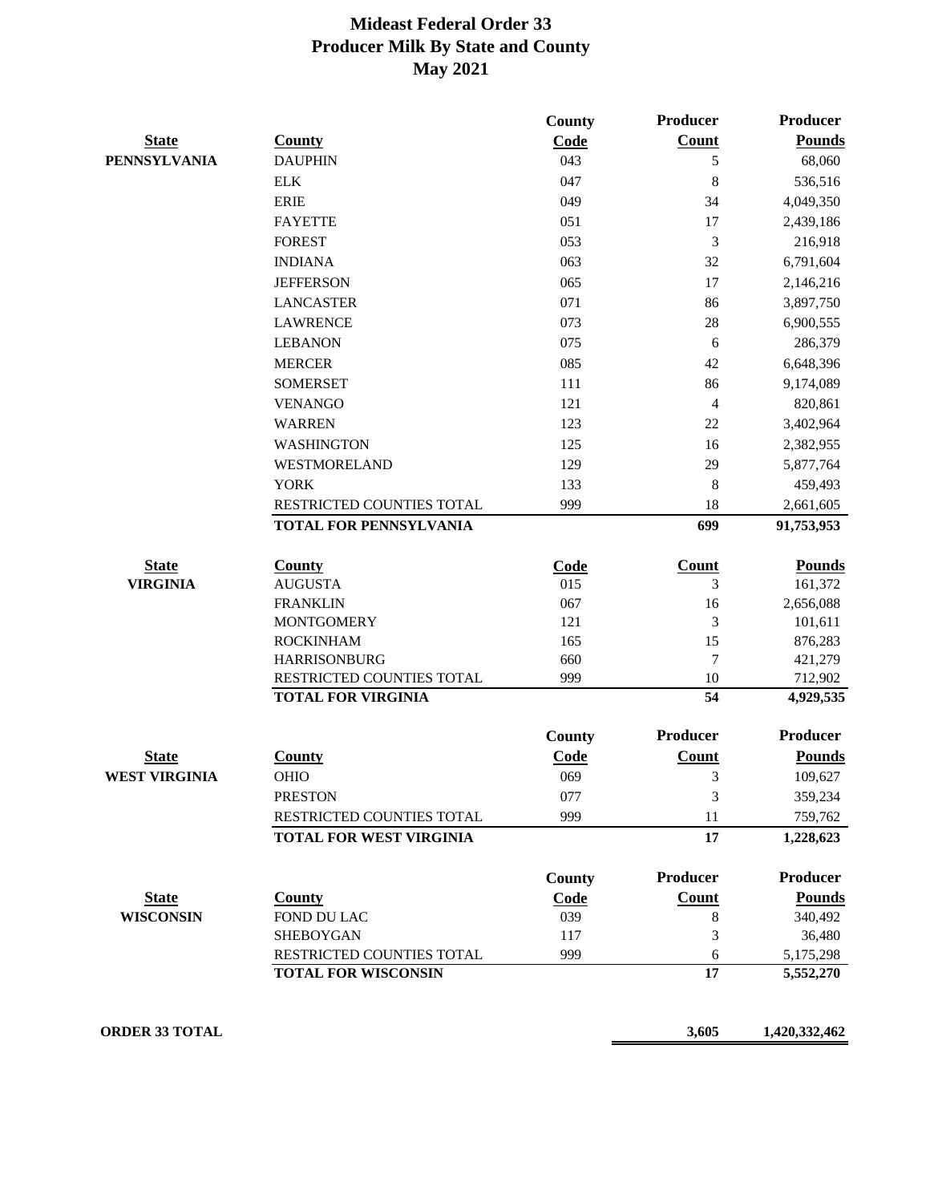# Mideast Federal Order 33
## Producer Milk By State and County
## May 2021

| State | County | County Code | Producer Count | Producer Pounds |
|---|---|---|---|---|
| PENNSYLVANIA | DAUPHIN | 043 | 5 | 68,060 |
| | ELK | 047 | 8 | 536,516 |
| | ERIE | 049 | 34 | 4,049,350 |
| | FAYETTE | 051 | 17 | 2,439,186 |
| | FOREST | 053 | 3 | 216,918 |
| | INDIANA | 063 | 32 | 6,791,604 |
| | JEFFERSON | 065 | 17 | 2,146,216 |
| | LANCASTER | 071 | 86 | 3,897,750 |
| | LAWRENCE | 073 | 28 | 6,900,555 |
| | LEBANON | 075 | 6 | 286,379 |
| | MERCER | 085 | 42 | 6,648,396 |
| | SOMERSET | 111 | 86 | 9,174,089 |
| | VENANGO | 121 | 4 | 820,861 |
| | WARREN | 123 | 22 | 3,402,964 |
| | WASHINGTON | 125 | 16 | 2,382,955 |
| | WESTMORELAND | 129 | 29 | 5,877,764 |
| | YORK | 133 | 8 | 459,493 |
| | RESTRICTED COUNTIES TOTAL | 999 | 18 | 2,661,605 |
| | **TOTAL FOR PENNSYLVANIA** | | **699** | **91,753,953** |

| State | County | Code | Count | Pounds |
|---|---|---|---|---|
| VIRGINIA | AUGUSTA | 015 | 3 | 161,372 |
| | FRANKLIN | 067 | 16 | 2,656,088 |
| | MONTGOMERY | 121 | 3 | 101,611 |
| | ROCKINHAM | 165 | 15 | 876,283 |
| | HARRISONBURG | 660 | 7 | 421,279 |
| | RESTRICTED COUNTIES TOTAL | 999 | 10 | 712,902 |
| | **TOTAL FOR VIRGINIA** | | **54** | **4,929,535** |

| State | County | County Code | Producer Count | Producer Pounds |
|---|---|---|---|---|
| WEST VIRGINIA | OHIO | 069 | 3 | 109,627 |
| | PRESTON | 077 | 3 | 359,234 |
| | RESTRICTED COUNTIES TOTAL | 999 | 11 | 759,762 |
| | **TOTAL FOR WEST VIRGINIA** | | **17** | **1,228,623** |

| State | County | County Code | Producer Count | Producer Pounds |
|---|---|---|---|---|
| WISCONSIN | FOND DU LAC | 039 | 8 | 340,492 |
| | SHEBOYGAN | 117 | 3 | 36,480 |
| | RESTRICTED COUNTIES TOTAL | 999 | 6 | 5,175,298 |
| | **TOTAL FOR WISCONSIN** | | **17** | **5,552,270** |

| | | | | |
|---|---|---|---|---|
| **ORDER 33 TOTAL** | | | **3,605** | **1,420,332,462** |